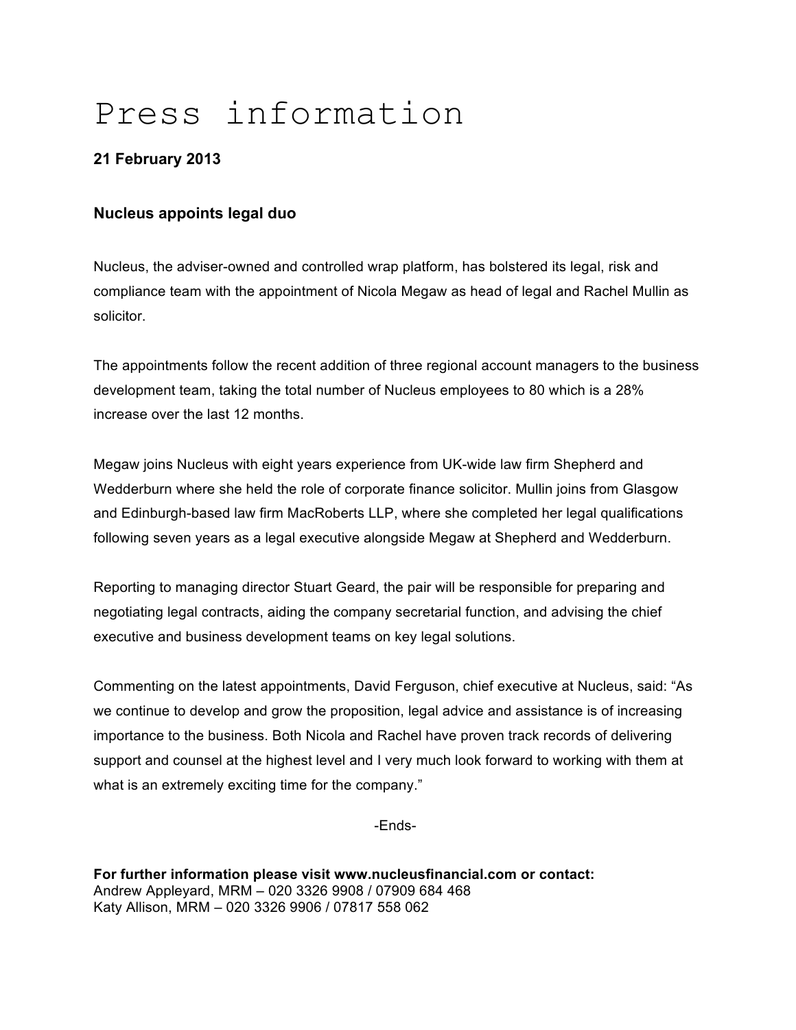# Press information

**21 February 2013**

### Nucleus appoints legal duo

Nucleus, the adviser-owned and controlled wrap platform, has bolstered its legal, risk and compliance team with the appointment of Nicola Megaw as head of legal and Rachel Mullin as solicitor.

The appointments follow the recent addition of three regional account managers to the business development team, taking the total number of Nucleus employees to 80 which is a 28% increase over the last 12 months.

Megaw joins Nucleus with eight years experience from UK-wide law firm Shepherd and Wedderburn where she held the role of corporate finance solicitor. Mullin joins from Glasgow and Edinburgh-based law firm MacRoberts LLP, where she completed her legal qualifications following seven years as a legal executive alongside Megaw at Shepherd and Wedderburn.

Reporting to managing director Stuart Geard, the pair will be responsible for preparing and negotiating legal contracts, aiding the company secretarial function, and advising the chief executive and business development teams on key legal solutions.

Commenting on the latest appointments, David Ferguson, chief executive at Nucleus, said: “As we continue to develop and grow the proposition, legal advice and assistance is of increasing importance to the business. Both Nicola and Rachel have proven track records of delivering support and counsel at the highest level and I very much look forward to working with them at what is an extremely exciting time for the company.”

-Ends-

**For further information please visit www.nucleusfinancial.com or contact:**
Andrew Appleyard, MRM – 020 3326 9908 / 07909 684 468
Katy Allison, MRM – 020 3326 9906 / 07817 558 062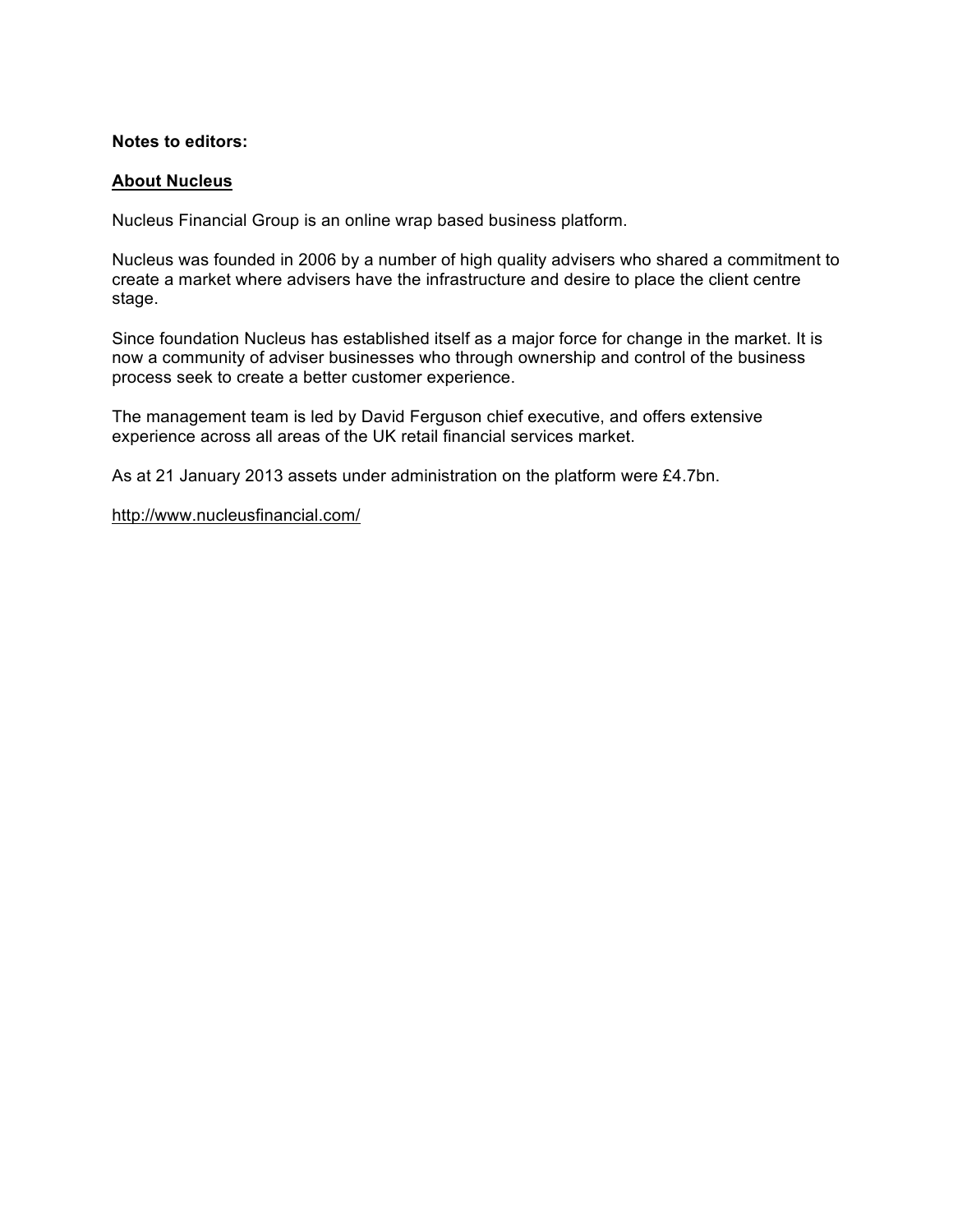**Notes to editors:**

**About Nucleus**

Nucleus Financial Group is an online wrap based business platform.

Nucleus was founded in 2006 by a number of high quality advisers who shared a commitment to create a market where advisers have the infrastructure and desire to place the client centre stage.

Since foundation Nucleus has established itself as a major force for change in the market. It is now a community of adviser businesses who through ownership and control of the business process seek to create a better customer experience.

The management team is led by David Ferguson chief executive, and offers extensive experience across all areas of the UK retail financial services market.

As at 21 January 2013 assets under administration on the platform were £4.7bn.

http://www.nucleusfinancial.com/